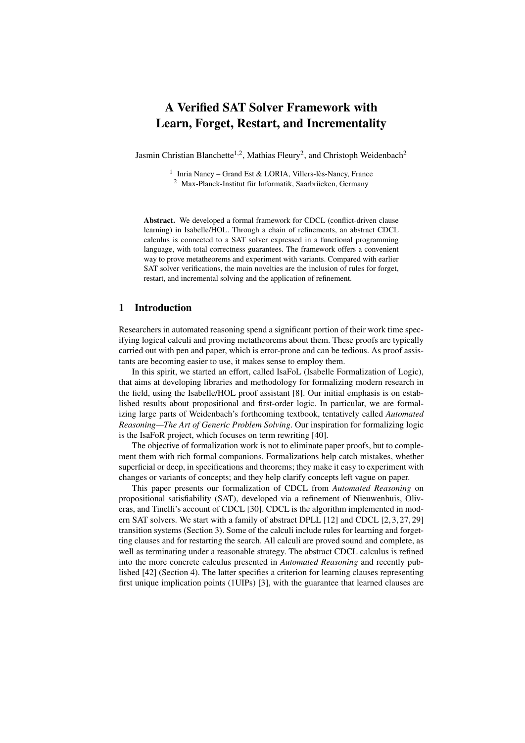# A Verified SAT Solver Framework with Learn, Forget, Restart, and Incrementality

Jasmin Christian Blanchette[1,2], Mathias Fleury[2], and Christoph Weidenbach[2]

[1] Inria Nancy – Grand Est & LORIA, Villers-lès-Nancy, France
[2] Max-Planck-Institut für Informatik, Saarbrücken, Germany

**Abstract.** We developed a formal framework for CDCL (conflict-driven clause learning) in Isabelle/HOL. Through a chain of refinements, an abstract CDCL calculus is connected to a SAT solver expressed in a functional programming language, with total correctness guarantees. The framework offers a convenient way to prove metatheorems and experiment with variants. Compared with earlier SAT solver verifications, the main novelties are the inclusion of rules for forget, restart, and incremental solving and the application of refinement.

## 1 Introduction

Researchers in automated reasoning spend a significant portion of their work time specifying logical calculi and proving metatheorems about them. These proofs are typically carried out with pen and paper, which is error-prone and can be tedious. As proof assistants are becoming easier to use, it makes sense to employ them.

In this spirit, we started an effort, called IsaFoL (Isabelle Formalization of Logic), that aims at developing libraries and methodology for formalizing modern research in the field, using the Isabelle/HOL proof assistant [8]. Our initial emphasis is on established results about propositional and first-order logic. In particular, we are formalizing large parts of Weidenbach's forthcoming textbook, tentatively called *Automated Reasoning—The Art of Generic Problem Solving*. Our inspiration for formalizing logic is the IsaFoR project, which focuses on term rewriting [40].

The objective of formalization work is not to eliminate paper proofs, but to complement them with rich formal companions. Formalizations help catch mistakes, whether superficial or deep, in specifications and theorems; they make it easy to experiment with changes or variants of concepts; and they help clarify concepts left vague on paper.

This paper presents our formalization of CDCL from *Automated Reasoning* on propositional satisfiability (SAT), developed via a refinement of Nieuwenhuis, Oliveras, and Tinelli's account of CDCL [30]. CDCL is the algorithm implemented in modern SAT solvers. We start with a family of abstract DPLL [12] and CDCL [2, 3, 27, 29] transition systems (Section 3). Some of the calculi include rules for learning and forgetting clauses and for restarting the search. All calculi are proved sound and complete, as well as terminating under a reasonable strategy. The abstract CDCL calculus is refined into the more concrete calculus presented in *Automated Reasoning* and recently published [42] (Section 4). The latter specifies a criterion for learning clauses representing first unique implication points (1UIPs) [3], with the guarantee that learned clauses are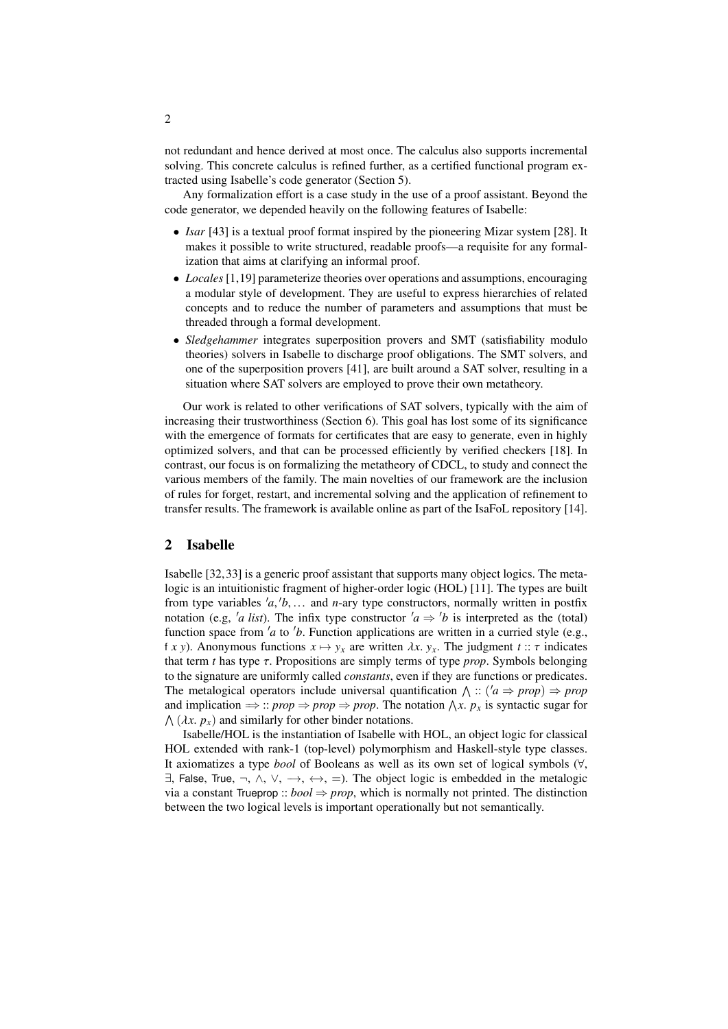not redundant and hence derived at most once. The calculus also supports incremental solving. This concrete calculus is refined further, as a certified functional program extracted using Isabelle's code generator (Section 5).

Any formalization effort is a case study in the use of a proof assistant. Beyond the code generator, we depended heavily on the following features of Isabelle:

- *Isar* [43] is a textual proof format inspired by the pioneering Mizar system [28]. It makes it possible to write structured, readable proofs—a requisite for any formalization that aims at clarifying an informal proof.
- *Locales* [1,19] parameterize theories over operations and assumptions, encouraging a modular style of development. They are useful to express hierarchies of related concepts and to reduce the number of parameters and assumptions that must be threaded through a formal development.
- *Sledgehammer* integrates superposition provers and SMT (satisfiability modulo theories) solvers in Isabelle to discharge proof obligations. The SMT solvers, and one of the superposition provers [41], are built around a SAT solver, resulting in a situation where SAT solvers are employed to prove their own metatheory.

Our work is related to other verifications of SAT solvers, typically with the aim of increasing their trustworthiness (Section 6). This goal has lost some of its significance with the emergence of formats for certificates that are easy to generate, even in highly optimized solvers, and that can be processed efficiently by verified checkers [18]. In contrast, our focus is on formalizing the metatheory of CDCL, to study and connect the various members of the family. The main novelties of our framework are the inclusion of rules for forget, restart, and incremental solving and the application of refinement to transfer results. The framework is available online as part of the IsaFoL repository [14].

## 2 Isabelle

Isabelle [32,33] is a generic proof assistant that supports many object logics. The metalogic is an intuitionistic fragment of higher-order logic (HOL) [11]. The types are built from type variables $'a, 'b, \ldots$ and $n$-ary type constructors, normally written in postfix notation (e.g, $'a\ list$). The infix type constructor $'a \Rightarrow 'b$ is interpreted as the (total) function space from $'a$ to $'b$. Function applications are written in a curried style (e.g., $\mathsf{f}\ x\ y$). Anonymous functions $x \mapsto y_x$ are written $\lambda x.\ y_x$. The judgment $t :: \tau$ indicates that term $t$ has type $\tau$. Propositions are simply terms of type *prop*. Symbols belonging to the signature are uniformly called *constants*, even if they are functions or predicates. The metalogical operators include universal quantification $\bigwedge :: ('a \Rightarrow prop) \Rightarrow prop$ and implication $\Longrightarrow :: prop \Rightarrow prop \Rightarrow prop$. The notation $\bigwedge x.\ p_x$ is syntactic sugar for $\bigwedge (\lambda x.\ p_x)$ and similarly for other binder notations.

Isabelle/HOL is the instantiation of Isabelle with HOL, an object logic for classical HOL extended with rank-1 (top-level) polymorphism and Haskell-style type classes. It axiomatizes a type *bool* of Booleans as well as its own set of logical symbols ($\forall$, $\exists$, $\mathsf{False}$, $\mathsf{True}$, $\neg$, $\wedge$, $\vee$, $\longrightarrow$, $\longleftrightarrow$, $=$). The object logic is embedded in the metalogic via a constant $\mathsf{Trueprop} :: bool \Rightarrow prop$, which is normally not printed. The distinction between the two logical levels is important operationally but not semantically.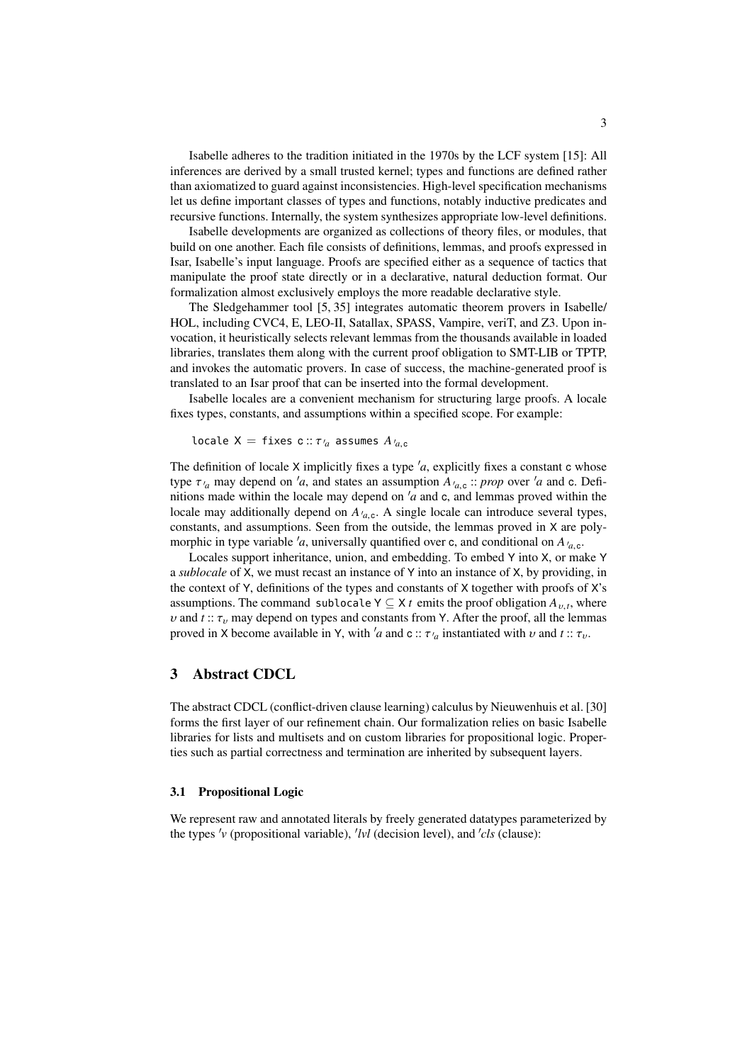Isabelle adheres to the tradition initiated in the 1970s by the LCF system [15]: All inferences are derived by a small trusted kernel; types and functions are defined rather than axiomatized to guard against inconsistencies. High-level specification mechanisms let us define important classes of types and functions, notably inductive predicates and recursive functions. Internally, the system synthesizes appropriate low-level definitions.

Isabelle developments are organized as collections of theory files, or modules, that build on one another. Each file consists of definitions, lemmas, and proofs expressed in Isar, Isabelle's input language. Proofs are specified either as a sequence of tactics that manipulate the proof state directly or in a declarative, natural deduction format. Our formalization almost exclusively employs the more readable declarative style.

The Sledgehammer tool [5, 35] integrates automatic theorem provers in Isabelle/HOL, including CVC4, E, LEO-II, Satallax, SPASS, Vampire, veriT, and Z3. Upon invocation, it heuristically selects relevant lemmas from the thousands available in loaded libraries, translates them along with the current proof obligation to SMT-LIB or TPTP, and invokes the automatic provers. In case of success, the machine-generated proof is translated to an Isar proof that can be inserted into the formal development.

Isabelle locales are a convenient mechanism for structuring large proofs. A locale fixes types, constants, and assumptions within a specified scope. For example:

locale X = fixes c :: $\tau_{'a}$ assumes $A_{'a,\mathsf{c}}$

The definition of locale X implicitly fixes a type $'a$, explicitly fixes a constant c whose type $\tau_{'a}$ may depend on $'a$, and states an assumption $A_{'a,\mathsf{c}} :: prop$ over $'a$ and c. Definitions made within the locale may depend on $'a$ and c, and lemmas proved within the locale may additionally depend on $A_{'a,\mathsf{c}}$. A single locale can introduce several types, constants, and assumptions. Seen from the outside, the lemmas proved in X are polymorphic in type variable $'a$, universally quantified over c, and conditional on $A_{'a,\mathsf{c}}$.

Locales support inheritance, union, and embedding. To embed Y into X, or make Y a *sublocale* of X, we must recast an instance of Y into an instance of X, by providing, in the context of Y, definitions of the types and constants of X together with proofs of X's assumptions. The command sublocale Y $\subseteq$ X $t$ emits the proof obligation $A_{\upsilon,t}$, where $\upsilon$ and $t :: \tau_{\upsilon}$ may depend on types and constants from Y. After the proof, all the lemmas proved in X become available in Y, with $'a$ and $\mathsf{c} :: \tau_{'a}$ instantiated with $\upsilon$ and $t :: \tau_{\upsilon}$.

## 3 Abstract CDCL

The abstract CDCL (conflict-driven clause learning) calculus by Nieuwenhuis et al. [30] forms the first layer of our refinement chain. Our formalization relies on basic Isabelle libraries for lists and multisets and on custom libraries for propositional logic. Properties such as partial correctness and termination are inherited by subsequent layers.

### 3.1 Propositional Logic

We represent raw and annotated literals by freely generated datatypes parameterized by the types $'v$ (propositional variable), $'lvl$ (decision level), and $'cls$ (clause):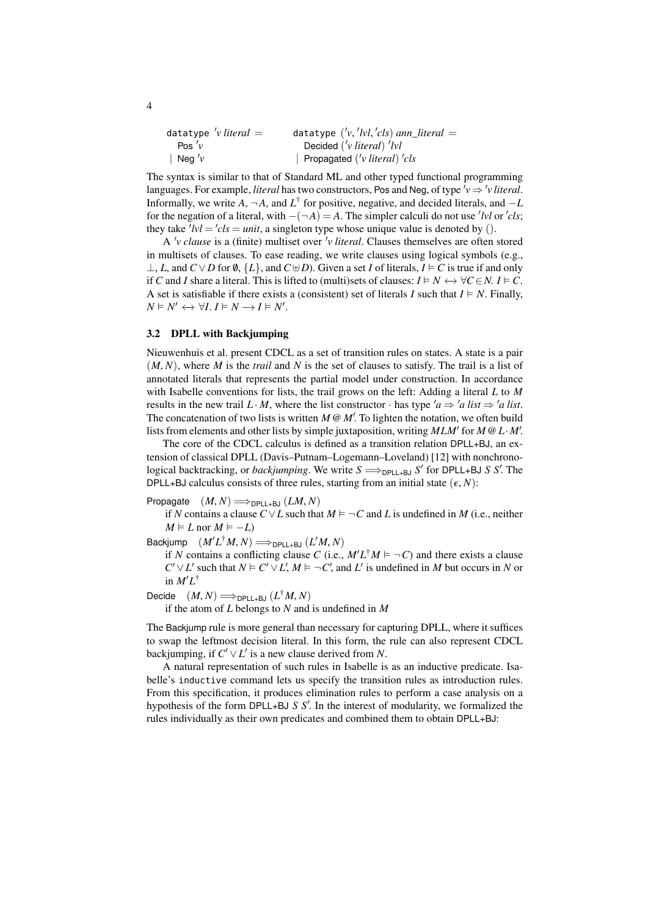```
datatype 'v literal =
  Pos 'v
| Neg 'v
```

```
datatype ('v, 'lvl, 'cls) ann_literal =
  Decided ('v literal) 'lvl
| Propagated ('v literal) 'cls
```

The syntax is similar to that of Standard ML and other typed functional programming languages. For example, *literal* has two constructors, Pos and Neg, of type $'v \Rightarrow 'v\ literal$. Informally, we write $A$, $\neg A$, and $L^\dagger$ for positive, negative, and decided literals, and $-L$ for the negation of a literal, with $-(\neg A) = A$. The simpler calculi do not use $'lvl$ or $'cls$; they take $'lvl = 'cls = unit$, a singleton type whose unique value is denoted by $()$.

A $'v$ *clause* is a (finite) multiset over $'v$ *literal*. Clauses themselves are often stored in multisets of clauses. To ease reading, we write clauses using logical symbols (e.g., $\bot$, $L$, and $C \vee D$ for $\emptyset$, $\{L\}$, and $C \uplus D$). Given a set $I$ of literals, $I \vDash C$ is true if and only if $C$ and $I$ share a literal. This is lifted to (multi)sets of clauses: $I \vDash N \leftrightarrow \forall C \in N.\ I \vDash C$. A set is satisfiable if there exists a (consistent) set of literals $I$ such that $I \vDash N$. Finally, $N \vDash N' \leftrightarrow \forall I.\ I \vDash N \longrightarrow I \vDash N'$.

### 3.2 DPLL with Backjumping

Nieuwenhuis et al. present CDCL as a set of transition rules on states. A state is a pair $(M, N)$, where $M$ is the *trail* and $N$ is the set of clauses to satisfy. The trail is a list of annotated literals that represents the partial model under construction. In accordance with Isabelle conventions for lists, the trail grows on the left: Adding a literal $L$ to $M$ results in the new trail $L \cdot M$, where the list constructor $\cdot$ has type $'a \Rightarrow 'a\ list \Rightarrow 'a\ list$. The concatenation of two lists is written $M \mathbin{@} M'$. To lighten the notation, we often build lists from elements and other lists by simple juxtaposition, writing $MLM'$ for $M \mathbin{@} L \cdot M'$.

The core of the CDCL calculus is defined as a transition relation DPLL+BJ, an extension of classical DPLL (Davis–Putnam–Logemann–Loveland) [12] with nonchronological backtracking, or *backjumping*. We write $S \Longrightarrow_{\mathsf{DPLL+BJ}} S'$ for DPLL+BJ $S\ S'$. The DPLL+BJ calculus consists of three rules, starting from an initial state $(\epsilon, N)$:

Propagate $\quad (M, N) \Longrightarrow_{\mathsf{DPLL+BJ}} (LM, N)$
 if $N$ contains a clause $C \vee L$ such that $M \vDash \neg C$ and $L$ is undefined in $M$ (i.e., neither $M \vDash L$ nor $M \vDash -L$)

Backjump $\quad (M' L^\dagger M, N) \Longrightarrow_{\mathsf{DPLL+BJ}} (L' M, N)$
 if $N$ contains a conflicting clause $C$ (i.e., $M' L^\dagger M \vDash \neg C$) and there exists a clause $C' \vee L'$ such that $N \vDash C' \vee L'$, $M \vDash \neg C'$, and $L'$ is undefined in $M$ but occurs in $N$ or in $M' L^\dagger$

Decide $\quad (M, N) \Longrightarrow_{\mathsf{DPLL+BJ}} (L^\dagger M, N)$
 if the atom of $L$ belongs to $N$ and is undefined in $M$

The Backjump rule is more general than necessary for capturing DPLL, where it suffices to swap the leftmost decision literal. In this form, the rule can also represent CDCL backjumping, if $C' \vee L'$ is a new clause derived from $N$.

A natural representation of such rules in Isabelle is as an inductive predicate. Isabelle's `inductive` command lets us specify the transition rules as introduction rules. From this specification, it produces elimination rules to perform a case analysis on a hypothesis of the form DPLL+BJ $S\ S'$. In the interest of modularity, we formalized the rules individually as their own predicates and combined them to obtain DPLL+BJ: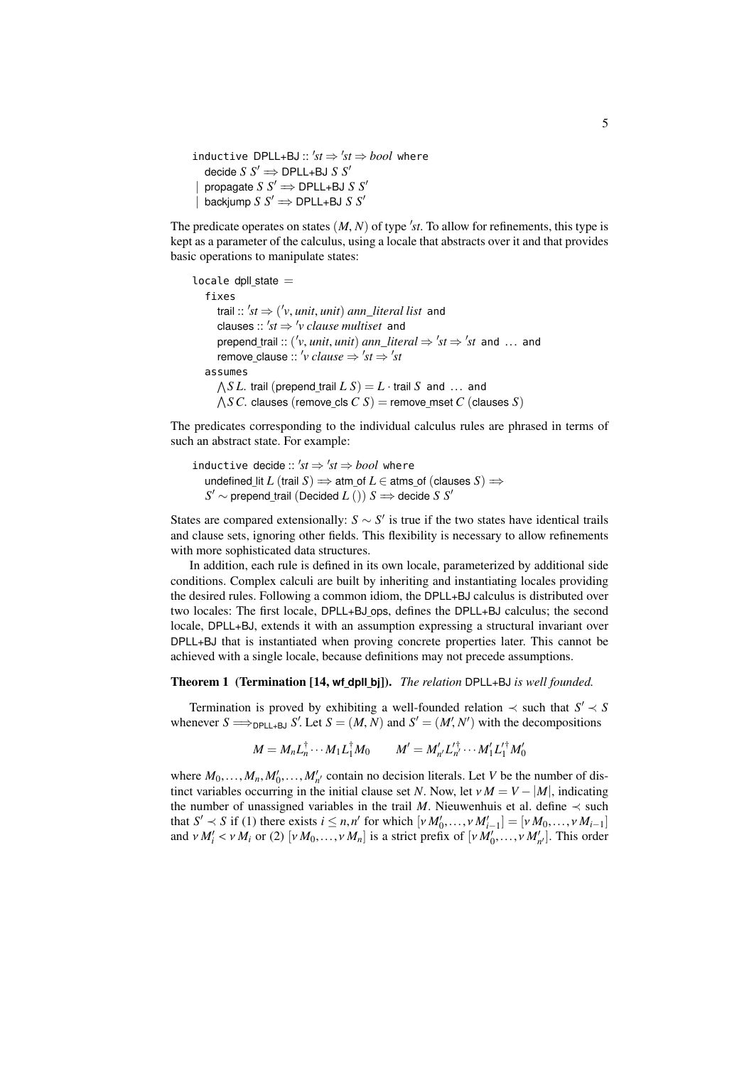```
inductive DPLL+BJ :: 'st ⇒ 'st ⇒ bool where
  decide S S' ⟹ DPLL+BJ S S'
| propagate S S' ⟹ DPLL+BJ S S'
| backjump S S' ⟹ DPLL+BJ S S'
```

The predicate operates on states $(M, N)$ of type $'st$. To allow for refinements, this type is kept as a parameter of the calculus, using a locale that abstracts over it and that provides basic operations to manipulate states:

```
locale dpll_state =
  fixes
    trail :: 'st ⇒ ('v, unit, unit) ann_literal list and
    clauses :: 'st ⇒ 'v clause multiset and
    prepend_trail :: ('v, unit, unit) ann_literal ⇒ 'st ⇒ 'st and ... and
    remove_clause :: 'v clause ⇒ 'st ⇒ 'st
  assumes
    ⋀S L. trail (prepend_trail L S) = L · trail S and ... and
    ⋀S C. clauses (remove_cls C S) = remove_mset C (clauses S)
```

The predicates corresponding to the individual calculus rules are phrased in terms of such an abstract state. For example:

```
inductive decide :: 'st ⇒ 'st ⇒ bool where
  undefined_lit L (trail S) ⟹ atm_of L ∈ atms_of (clauses S) ⟹
  S' ∼ prepend_trail (Decided L ()) S ⟹ decide S S'
```

States are compared extensionally: $S \sim S'$ is true if the two states have identical trails and clause sets, ignoring other fields. This flexibility is necessary to allow refinements with more sophisticated data structures.

In addition, each rule is defined in its own locale, parameterized by additional side conditions. Complex calculi are built by inheriting and instantiating locales providing the desired rules. Following a common idiom, the DPLL+BJ calculus is distributed over two locales: The first locale, DPLL+BJ_ops, defines the DPLL+BJ calculus; the second locale, DPLL+BJ, extends it with an assumption expressing a structural invariant over DPLL+BJ that is instantiated when proving concrete properties later. This cannot be achieved with a single locale, because definitions may not precede assumptions.

**Theorem 1 (Termination [14, wf_dpll_bj]).** *The relation* DPLL+BJ *is well founded.*

Termination is proved by exhibiting a well-founded relation $\prec$ such that $S' \prec S$ whenever $S \Longrightarrow_{\mathsf{DPLL+BJ}} S'$. Let $S = (M, N)$ and $S' = (M', N')$ with the decompositions

$$M = M_n L_n^{\dagger} \cdots M_1 L_1^{\dagger} M_0 \qquad M' = M'_{n'} L'^{\dagger}_{n'} \cdots M'_1 L'^{\dagger}_1 M'_0$$

where $M_0, \ldots, M_n, M'_0, \ldots, M'_{n'}$ contain no decision literals. Let $V$ be the number of distinct variables occurring in the initial clause set $N$. Now, let $\nu M = V - |M|$, indicating the number of unassigned variables in the trail $M$. Nieuwenhuis et al. define $\prec$ such that $S' \prec S$ if (1) there exists $i \leq n, n'$ for which $[\nu M'_0, \ldots, \nu M'_{i-1}] = [\nu M_0, \ldots, \nu M_{i-1}]$ and $\nu M'_i < \nu M_i$ or (2) $[\nu M_0, \ldots, \nu M_n]$ is a strict prefix of $[\nu M'_0, \ldots, \nu M'_{n'}]$. This order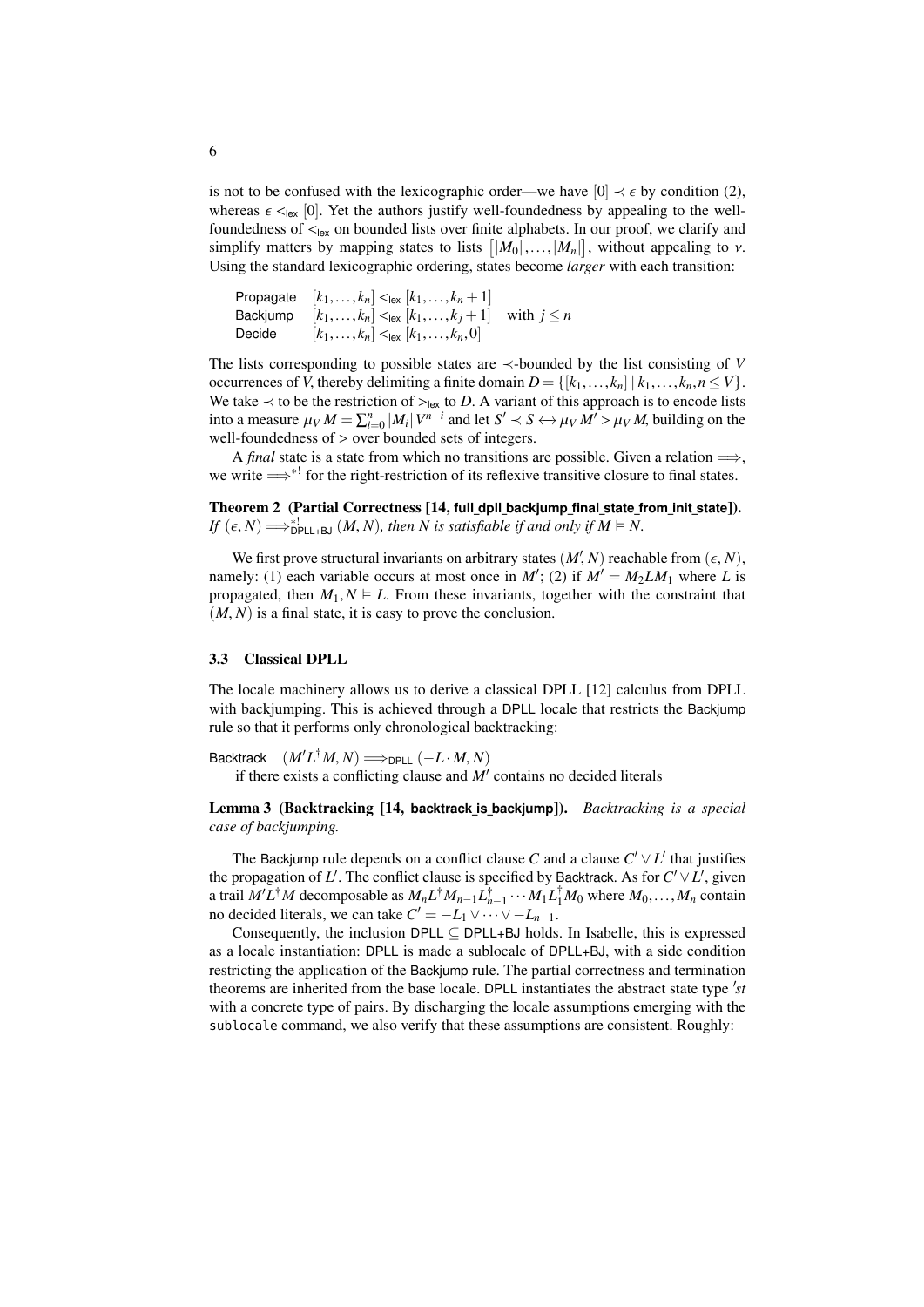is not to be confused with the lexicographic order—we have $[0] \prec \epsilon$ by condition (2), whereas $\epsilon <_{\mathsf{lex}} [0]$. Yet the authors justify well-foundedness by appealing to the well-foundedness of $<_{\mathsf{lex}}$ on bounded lists over finite alphabets. In our proof, we clarify and simplify matters by mapping states to lists $\big[|M_0|, \ldots, |M_n|\big]$, without appealing to $\nu$. Using the standard lexicographic ordering, states become *larger* with each transition:

$$
\begin{array}{lll}
\textsf{Propagate} & [k_1, \ldots, k_n] <_{\mathsf{lex}} [k_1, \ldots, k_n + 1] & \\
\textsf{Backjump} & [k_1, \ldots, k_n] <_{\mathsf{lex}} [k_1, \ldots, k_j + 1] & \text{with } j \le n \\
\textsf{Decide} & [k_1, \ldots, k_n] <_{\mathsf{lex}} [k_1, \ldots, k_n, 0] &
\end{array}
$$

The lists corresponding to possible states are $\prec$-bounded by the list consisting of $V$ occurrences of $V$, thereby delimiting a finite domain $D = \{[k_1, \ldots, k_n] \mid k_1, \ldots, k_n, n \le V\}$. We take $\prec$ to be the restriction of $>_{\mathsf{lex}}$ to $D$. A variant of this approach is to encode lists into a measure $\mu_V\, M = \sum_{i=0}^{n} |M_i|\, V^{n-i}$ and let $S' \prec S \longleftrightarrow \mu_V\, M' > \mu_V\, M$, building on the well-foundedness of $>$ over bounded sets of integers.

A *final* state is a state from which no transitions are possible. Given a relation $\Longrightarrow$, we write $\Longrightarrow^{*!}$ for the right-restriction of its reflexive transitive closure to final states.

**Theorem 2 (Partial Correctness [14, full_dpll_backjump_final_state_from_init_state]).** *If* $(\epsilon, N) \Longrightarrow^{*!}_{\mathsf{DPLL+BJ}} (M, N)$*, then* $N$ *is satisfiable if and only if* $M \vDash N$.

We first prove structural invariants on arbitrary states $(M', N)$ reachable from $(\epsilon, N)$, namely: (1) each variable occurs at most once in $M'$; (2) if $M' = M_2 L M_1$ where $L$ is propagated, then $M_1, N \vDash L$. From these invariants, together with the constraint that $(M, N)$ is a final state, it is easy to prove the conclusion.

### 3.3 Classical DPLL

The locale machinery allows us to derive a classical DPLL [12] calculus from DPLL with backjumping. This is achieved through a DPLL locale that restricts the Backjump rule so that it performs only chronological backtracking:

Backtrack $\quad (M' L^{\dagger} M, N) \Longrightarrow_{\mathsf{DPLL}} (-L \cdot M, N)$
   if there exists a conflicting clause and $M'$ contains no decided literals

**Lemma 3 (Backtracking [14, backtrack_is_backjump]).** *Backtracking is a special case of backjumping.*

The Backjump rule depends on a conflict clause $C$ and a clause $C' \vee L'$ that justifies the propagation of $L'$. The conflict clause is specified by Backtrack. As for $C' \vee L'$, given a trail $M' L^{\dagger} M$ decomposable as $M_n L^{\dagger} M_{n-1} L^{\dagger}_{n-1} \cdots M_1 L^{\dagger}_1 M_0$ where $M_0, \ldots, M_n$ contain no decided literals, we can take $C' = -L_1 \vee \cdots \vee -L_{n-1}$.

Consequently, the inclusion DPLL $\subseteq$ DPLL+BJ holds. In Isabelle, this is expressed as a locale instantiation: DPLL is made a sublocale of DPLL+BJ, with a side condition restricting the application of the Backjump rule. The partial correctness and termination theorems are inherited from the base locale. DPLL instantiates the abstract state type $'st$ with a concrete type of pairs. By discharging the locale assumptions emerging with the `sublocale` command, we also verify that these assumptions are consistent. Roughly: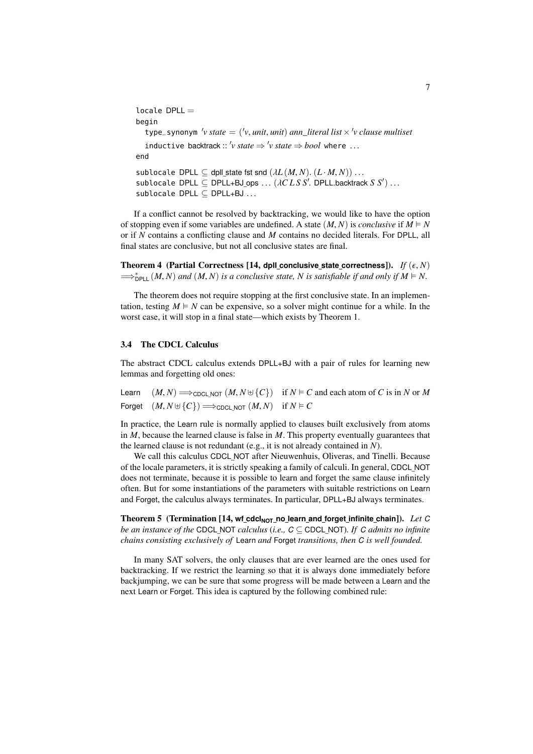```
locale DPLL =
begin
  type_synonym 'v state = ('v, unit, unit) ann_literal list × 'v clause multiset
  inductive backtrack :: 'v state ⇒ 'v state ⇒ bool where ...
end

sublocale DPLL ⊆ dpll_state fst snd (λL (M, N). (L · M, N)) ...
sublocale DPLL ⊆ DPLL+BJ_ops ... (λC L S S'. DPLL.backtrack S S') ...
sublocale DPLL ⊆ DPLL+BJ ...
```

If a conflict cannot be resolved by backtracking, we would like to have the option of stopping even if some variables are undefined. A state $(M, N)$ is *conclusive* if $M \vDash N$ or if $N$ contains a conflicting clause and $M$ contains no decided literals. For DPLL, all final states are conclusive, but not all conclusive states are final.

**Theorem 4 (Partial Correctness [14, dpll_conclusive_state_correctness]).** *If* $(\epsilon, N)$ $\Longrightarrow^{*}_{\mathsf{DPLL}} (M, N)$ *and* $(M, N)$ *is a conclusive state, $N$ is satisfiable if and only if $M \vDash N$.*

The theorem does not require stopping at the first conclusive state. In an implementation, testing $M \vDash N$ can be expensive, so a solver might continue for a while. In the worst case, it will stop in a final state—which exists by Theorem 1.

### 3.4 The CDCL Calculus

The abstract CDCL calculus extends DPLL+BJ with a pair of rules for learning new lemmas and forgetting old ones:

Learn $\quad (M, N) \Longrightarrow_{\mathsf{CDCL\_NOT}} (M, N \uplus \{C\}) \quad$ if $N \vDash C$ and each atom of $C$ is in $N$ or $M$

Forget $\quad (M, N \uplus \{C\}) \Longrightarrow_{\mathsf{CDCL\_NOT}} (M, N) \quad$ if $N \vDash C$

In practice, the Learn rule is normally applied to clauses built exclusively from atoms in $M$, because the learned clause is false in $M$. This property eventually guarantees that the learned clause is not redundant (e.g., it is not already contained in $N$).

We call this calculus CDCL_NOT after Nieuwenhuis, Oliveras, and Tinelli. Because of the locale parameters, it is strictly speaking a family of calculi. In general, CDCL_NOT does not terminate, because it is possible to learn and forget the same clause infinitely often. But for some instantiations of the parameters with suitable restrictions on Learn and Forget, the calculus always terminates. In particular, DPLL+BJ always terminates.

**Theorem 5 (Termination [14, wf_cdcl$_{\mathsf{NOT}}$_no_learn_and_forget_infinite_chain]).** *Let $C$ be an instance of the* CDCL_NOT *calculus (i.e., $C \subseteq$ CDCL_NOT). If $C$ admits no infinite chains consisting exclusively of* Learn *and* Forget *transitions, then $C$ is well founded.*

In many SAT solvers, the only clauses that are ever learned are the ones used for backtracking. If we restrict the learning so that it is always done immediately before backjumping, we can be sure that some progress will be made between a Learn and the next Learn or Forget. This idea is captured by the following combined rule: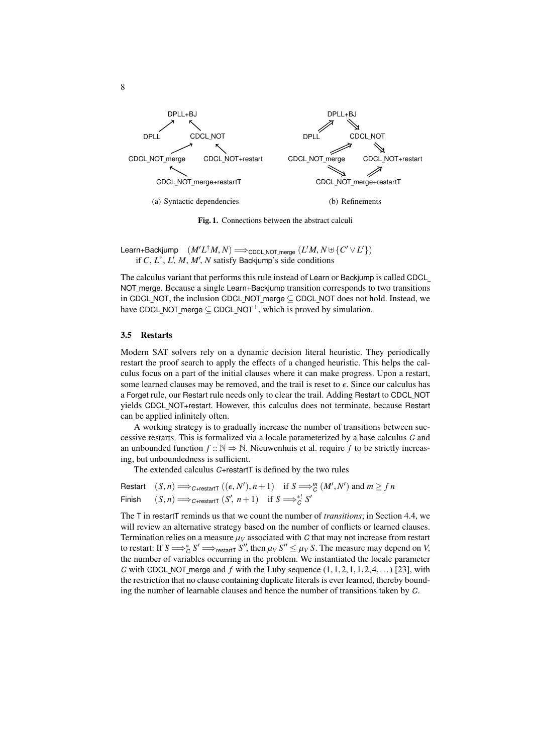(a) Syntactic dependencies

(b) Refinements

**Fig. 1.** Connections between the abstract calculi

Learn+Backjump $(M'L^\dagger M, N) \Longrightarrow_{\mathsf{CDCL\_NOT\_merge}} (L'M, N \uplus \{C' \vee L'\})$
 if $C$, $L^\dagger$, $L'$, $M$, $M'$, $N$ satisfy Backjump's side conditions

The calculus variant that performs this rule instead of Learn or Backjump is called CDCL_NOT_merge. Because a single Learn+Backjump transition corresponds to two transitions in CDCL_NOT, the inclusion CDCL_NOT_merge $\subseteq$ CDCL_NOT does not hold. Instead, we have CDCL_NOT_merge $\subseteq$ CDCL_NOT$^+$, which is proved by simulation.

### 3.5 Restarts

Modern SAT solvers rely on a dynamic decision literal heuristic. They periodically restart the proof search to apply the effects of a changed heuristic. This helps the calculus focus on a part of the initial clauses where it can make progress. Upon a restart, some learned clauses may be removed, and the trail is reset to $\epsilon$. Since our calculus has a Forget rule, our Restart rule needs only to clear the trail. Adding Restart to CDCL_NOT yields CDCL_NOT+restart. However, this calculus does not terminate, because Restart can be applied infinitely often.

A working strategy is to gradually increase the number of transitions between successive restarts. This is formalized via a locale parameterized by a base calculus $C$ and an unbounded function $f :: \mathbb{N} \Rightarrow \mathbb{N}$. Nieuwenhuis et al. require $f$ to be strictly increasing, but unboundedness is sufficient.

The extended calculus $C$+restartT is defined by the two rules

Restart $(S, n) \Longrightarrow_{C\text{+restartT}} ((\epsilon, N'), n+1)$ if $S \Longrightarrow_C^m (M', N')$ and $m \geq f\,n$
Finish $(S, n) \Longrightarrow_{C\text{+restartT}} (S', n+1)$ if $S \Longrightarrow_C^{*!} S'$

The T in restartT reminds us that we count the number of *transitions*; in Section 4.4, we will review an alternative strategy based on the number of conflicts or learned clauses. Termination relies on a measure $\mu_V$ associated with $C$ that may not increase from restart to restart: If $S \Longrightarrow_C^* S' \Longrightarrow_{\text{restartT}} S''$, then $\mu_V\,S'' \leq \mu_V\,S$. The measure may depend on $V$, the number of variables occurring in the problem. We instantiated the locale parameter $C$ with CDCL_NOT_merge and $f$ with the Luby sequence $(1,1,2,1,1,2,4,\ldots)$ [23], with the restriction that no clause containing duplicate literals is ever learned, thereby bounding the number of learnable clauses and hence the number of transitions taken by $C$.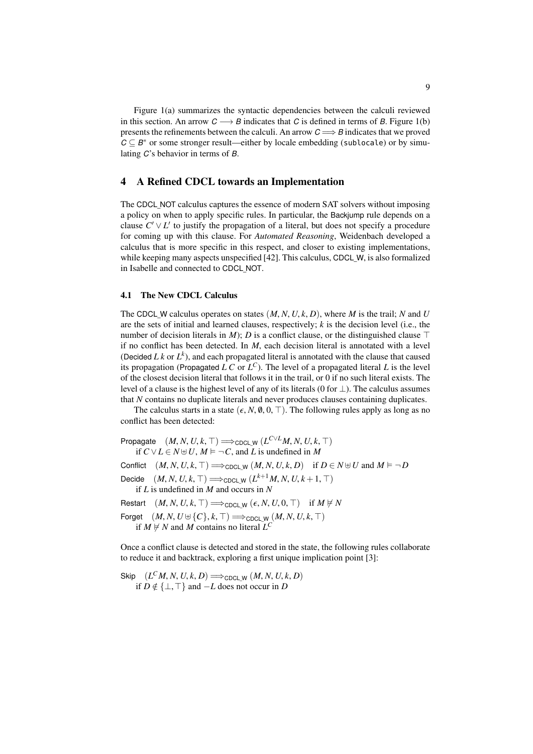Figure 1(a) summarizes the syntactic dependencies between the calculi reviewed in this section. An arrow $C \longrightarrow B$ indicates that $C$ is defined in terms of $B$. Figure 1(b) presents the refinements between the calculi. An arrow $C \Longrightarrow B$ indicates that we proved $C \subseteq B^*$ or some stronger result—either by locale embedding (sublocale) or by simulating $C$'s behavior in terms of $B$.

## 4 A Refined CDCL towards an Implementation

The CDCL_NOT calculus captures the essence of modern SAT solvers without imposing a policy on when to apply specific rules. In particular, the Backjump rule depends on a clause $C' \vee L'$ to justify the propagation of a literal, but does not specify a procedure for coming up with this clause. For *Automated Reasoning*, Weidenbach developed a calculus that is more specific in this respect, and closer to existing implementations, while keeping many aspects unspecified [42]. This calculus, CDCL_W, is also formalized in Isabelle and connected to CDCL_NOT.

### 4.1 The New CDCL Calculus

The CDCL_W calculus operates on states $(M, N, U, k, D)$, where $M$ is the trail; $N$ and $U$ are the sets of initial and learned clauses, respectively; $k$ is the decision level (i.e., the number of decision literals in $M$); $D$ is a conflict clause, or the distinguished clause $\top$ if no conflict has been detected. In $M$, each decision literal is annotated with a level (Decided $L\ k$ or $L^k$), and each propagated literal is annotated with the clause that caused its propagation (Propagated $L\ C$ or $L^C$). The level of a propagated literal $L$ is the level of the closest decision literal that follows it in the trail, or 0 if no such literal exists. The level of a clause is the highest level of any of its literals (0 for $\bot$). The calculus assumes that $N$ contains no duplicate literals and never produces clauses containing duplicates.

The calculus starts in a state $(\epsilon, N, \emptyset, 0, \top)$. The following rules apply as long as no conflict has been detected:

Propagate $\quad (M, N, U, k, \top) \Longrightarrow_{\text{CDCL\_W}} (L^{C \vee L} M, N, U, k, \top)$
 if $C \vee L \in N \uplus U$, $M \vDash \neg C$, and $L$ is undefined in $M$

Conflict $\quad (M, N, U, k, \top) \Longrightarrow_{\text{CDCL\_W}} (M, N, U, k, D) \quad$ if $D \in N \uplus U$ and $M \vDash \neg D$

Decide $\quad (M, N, U, k, \top) \Longrightarrow_{\text{CDCL\_W}} (L^{k+1} M, N, U, k+1, \top)$
 if $L$ is undefined in $M$ and occurs in $N$

Restart $\quad (M, N, U, k, \top) \Longrightarrow_{\text{CDCL\_W}} (\epsilon, N, U, 0, \top) \quad$ if $M \nvDash N$

Forget $\quad (M, N, U \uplus \{C\}, k, \top) \Longrightarrow_{\text{CDCL\_W}} (M, N, U, k, \top)$
 if $M \nvDash N$ and $M$ contains no literal $L^C$

Once a conflict clause is detected and stored in the state, the following rules collaborate to reduce it and backtrack, exploring a first unique implication point [3]:

Skip $\quad (L^C M, N, U, k, D) \Longrightarrow_{\text{CDCL\_W}} (M, N, U, k, D)$
 if $D \notin \{\bot, \top\}$ and $-L$ does not occur in $D$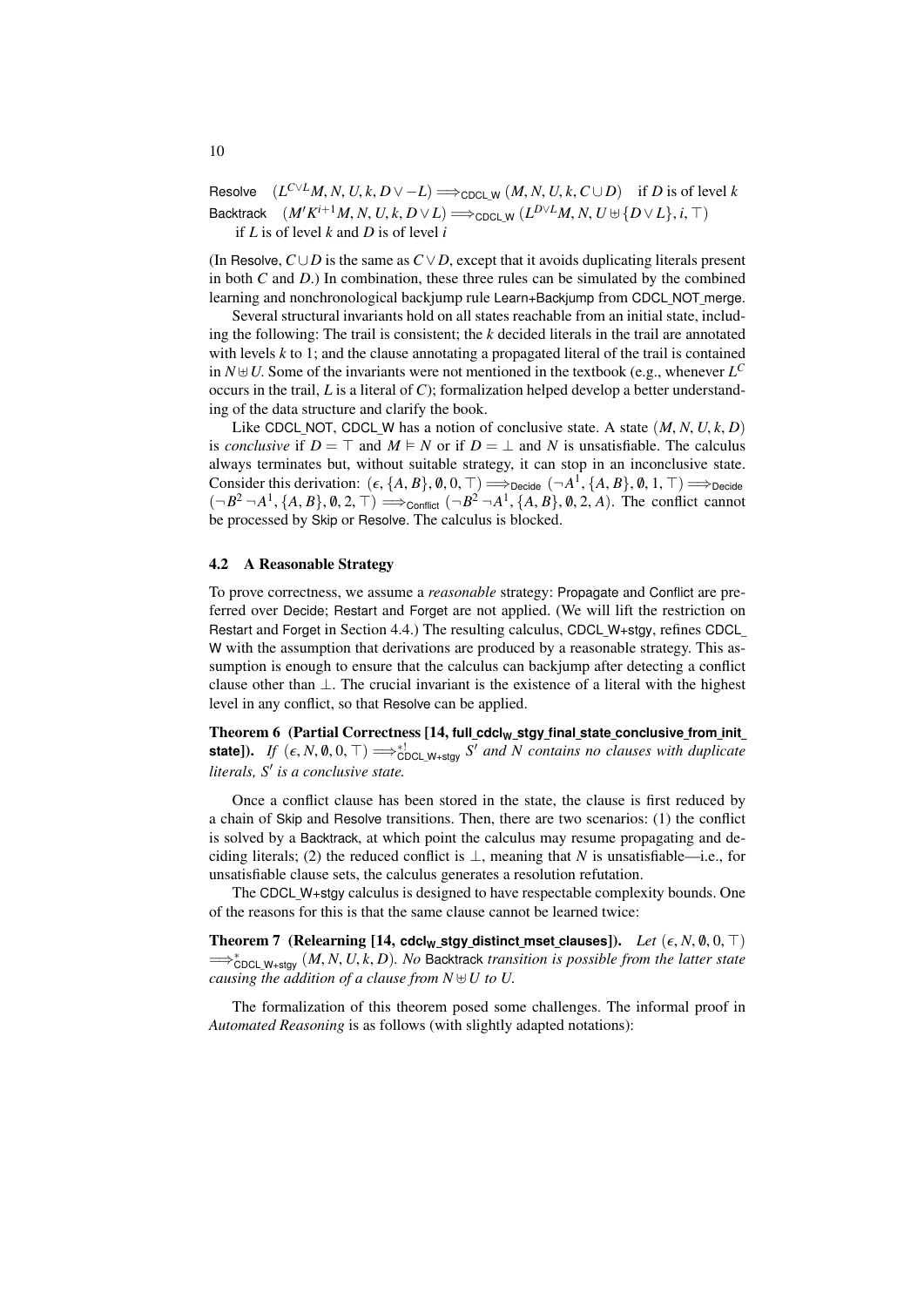Resolve $(L^{C\vee L}M, N, U, k, D \vee -L) \Longrightarrow_{\mathsf{CDCL\_W}} (M, N, U, k, C \cup D)$ if $D$ is of level $k$

Backtrack $(M' K^{i+1} M, N, U, k, D \vee L) \Longrightarrow_{\mathsf{CDCL\_W}} (L^{D\vee L} M, N, U \uplus \{D \vee L\}, i, \top)$
if $L$ is of level $k$ and $D$ is of level $i$

(In Resolve, $C \cup D$ is the same as $C \vee D$, except that it avoids duplicating literals present in both $C$ and $D$.) In combination, these three rules can be simulated by the combined learning and nonchronological backjump rule Learn+Backjump from CDCL_NOT_merge.

Several structural invariants hold on all states reachable from an initial state, including the following: The trail is consistent; the $k$ decided literals in the trail are annotated with levels $k$ to 1; and the clause annotating a propagated literal of the trail is contained in $N \uplus U$. Some of the invariants were not mentioned in the textbook (e.g., whenever $L^C$ occurs in the trail, $L$ is a literal of $C$); formalization helped develop a better understanding of the data structure and clarify the book.

Like CDCL_NOT, CDCL_W has a notion of conclusive state. A state $(M, N, U, k, D)$ is *conclusive* if $D = \top$ and $M \vDash N$ or if $D = \bot$ and $N$ is unsatisfiable. The calculus always terminates but, without suitable strategy, it can stop in an inconclusive state. Consider this derivation: $(\epsilon, \{A, B\}, \emptyset, 0, \top) \Longrightarrow_{\mathsf{Decide}} (\neg A^1, \{A, B\}, \emptyset, 1, \top) \Longrightarrow_{\mathsf{Decide}} (\neg B^2\, \neg A^1, \{A, B\}, \emptyset, 2, \top) \Longrightarrow_{\mathsf{Conflict}} (\neg B^2\, \neg A^1, \{A, B\}, \emptyset, 2, A)$. The conflict cannot be processed by Skip or Resolve. The calculus is blocked.

### 4.2 A Reasonable Strategy

To prove correctness, we assume a *reasonable* strategy: Propagate and Conflict are preferred over Decide; Restart and Forget are not applied. (We will lift the restriction on Restart and Forget in Section 4.4.) The resulting calculus, CDCL_W+stgy, refines CDCL_W with the assumption that derivations are produced by a reasonable strategy. This assumption is enough to ensure that the calculus can backjump after detecting a conflict clause other than $\bot$. The crucial invariant is the existence of a literal with the highest level in any conflict, so that Resolve can be applied.

**Theorem 6 (Partial Correctness [14, full_cdcl$_\mathsf{W}$_stgy_final_state_conclusive_from_init_state]).** *If* $(\epsilon, N, \emptyset, 0, \top) \Longrightarrow^{*!}_{\mathsf{CDCL\_W+stgy}} S'$ *and $N$ contains no clauses with duplicate literals, $S'$ is a conclusive state.*

Once a conflict clause has been stored in the state, the clause is first reduced by a chain of Skip and Resolve transitions. Then, there are two scenarios: (1) the conflict is solved by a Backtrack, at which point the calculus may resume propagating and deciding literals; (2) the reduced conflict is $\bot$, meaning that $N$ is unsatisfiable—i.e., for unsatisfiable clause sets, the calculus generates a resolution refutation.

The CDCL_W+stgy calculus is designed to have respectable complexity bounds. One of the reasons for this is that the same clause cannot be learned twice:

**Theorem 7 (Relearning [14, cdcl$_\mathsf{W}$_stgy_distinct_mset_clauses]).** *Let* $(\epsilon, N, \emptyset, 0, \top) \Longrightarrow^{*}_{\mathsf{CDCL\_W+stgy}} (M, N, U, k, D)$. *No* Backtrack *transition is possible from the latter state causing the addition of a clause from $N \uplus U$ to $U$.*

The formalization of this theorem posed some challenges. The informal proof in *Automated Reasoning* is as follows (with slightly adapted notations):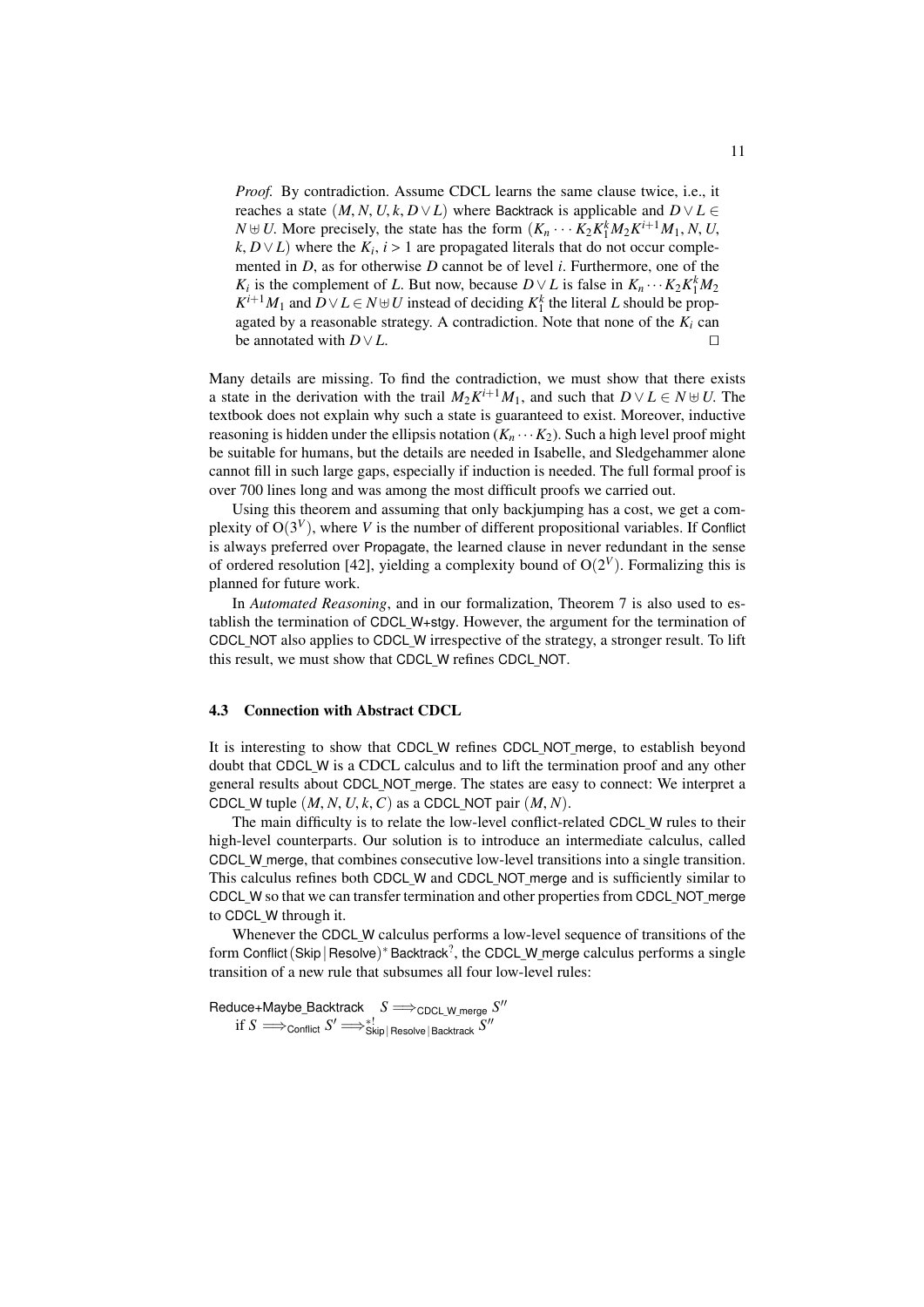*Proof.* By contradiction. Assume CDCL learns the same clause twice, i.e., it reaches a state $(M, N, U, k, D \vee L)$ where Backtrack is applicable and $D \vee L \in N \uplus U$. More precisely, the state has the form $(K_n \cdots K_2 K_1^k M_2 K^{i+1} M_1, N, U, k, D \vee L)$ where the $K_i$, $i > 1$ are propagated literals that do not occur complemented in $D$, as for otherwise $D$ cannot be of level $i$. Furthermore, one of the $K_i$ is the complement of $L$. But now, because $D \vee L$ is false in $K_n \cdots K_2 K_1^k M_2 K^{i+1} M_1$ and $D \vee L \in N \uplus U$ instead of deciding $K_1^k$ the literal $L$ should be propagated by a reasonable strategy. A contradiction. Note that none of the $K_i$ can be annotated with $D \vee L$. □

Many details are missing. To find the contradiction, we must show that there exists a state in the derivation with the trail $M_2 K^{i+1} M_1$, and such that $D \vee L \in N \uplus U$. The textbook does not explain why such a state is guaranteed to exist. Moreover, inductive reasoning is hidden under the ellipsis notation $(K_n \cdots K_2)$. Such a high level proof might be suitable for humans, but the details are needed in Isabelle, and Sledgehammer alone cannot fill in such large gaps, especially if induction is needed. The full formal proof is over 700 lines long and was among the most difficult proofs we carried out.

Using this theorem and assuming that only backjumping has a cost, we get a complexity of $O(3^V)$, where $V$ is the number of different propositional variables. If Conflict is always preferred over Propagate, the learned clause in never redundant in the sense of ordered resolution [42], yielding a complexity bound of $O(2^V)$. Formalizing this is planned for future work.

In *Automated Reasoning*, and in our formalization, Theorem 7 is also used to establish the termination of CDCL_W+stgy. However, the argument for the termination of CDCL_NOT also applies to CDCL_W irrespective of the strategy, a stronger result. To lift this result, we must show that CDCL_W refines CDCL_NOT.

### 4.3 Connection with Abstract CDCL

It is interesting to show that CDCL_W refines CDCL_NOT_merge, to establish beyond doubt that CDCL_W is a CDCL calculus and to lift the termination proof and any other general results about CDCL_NOT_merge. The states are easy to connect: We interpret a CDCL_W tuple $(M, N, U, k, C)$ as a CDCL_NOT pair $(M, N)$.

The main difficulty is to relate the low-level conflict-related CDCL_W rules to their high-level counterparts. Our solution is to introduce an intermediate calculus, called CDCL_W_merge, that combines consecutive low-level transitions into a single transition. This calculus refines both CDCL_W and CDCL_NOT_merge and is sufficiently similar to CDCL_W so that we can transfer termination and other properties from CDCL_NOT_merge to CDCL_W through it.

Whenever the CDCL_W calculus performs a low-level sequence of transitions of the form Conflict (Skip | Resolve)$^*$ Backtrack$^?$, the CDCL_W_merge calculus performs a single transition of a new rule that subsumes all four low-level rules:

Reduce+Maybe_Backtrack $\quad S \Longrightarrow_{\text{CDCL\_W\_merge}} S''$
  if $S \Longrightarrow_{\text{Conflict}} S' \Longrightarrow^{*!}_{\text{Skip}\,|\,\text{Resolve}\,|\,\text{Backtrack}} S''$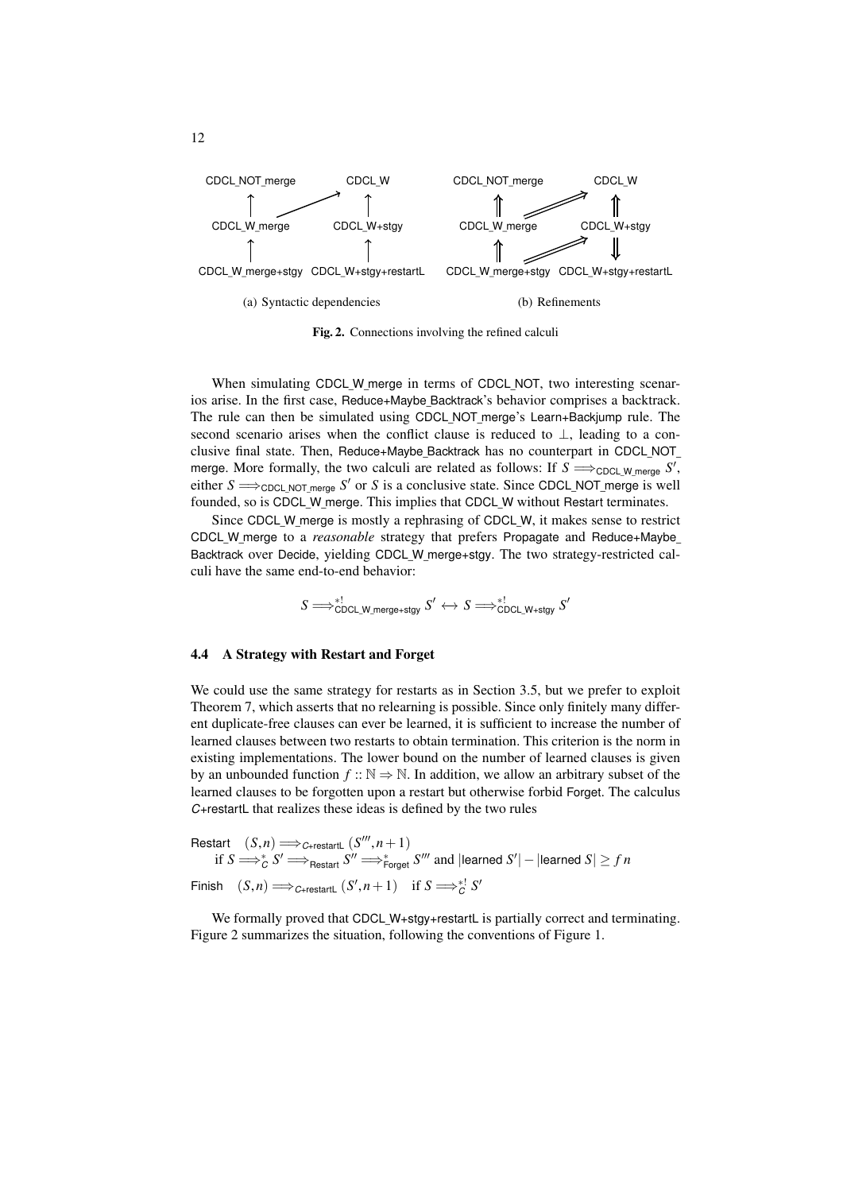CDCL_NOT_merge → CDCL_W ... (diagram)

(a) Syntactic dependencies (b) Refinements

**Fig. 2.** Connections involving the refined calculi

When simulating CDCL_W_merge in terms of CDCL_NOT, two interesting scenarios arise. In the first case, Reduce+Maybe_Backtrack's behavior comprises a backtrack. The rule can then be simulated using CDCL_NOT_merge's Learn+Backjump rule. The second scenario arises when the conflict clause is reduced to $\bot$, leading to a conclusive final state. Then, Reduce+Maybe_Backtrack has no counterpart in CDCL_NOT_merge. More formally, the two calculi are related as follows: If $S \Longrightarrow_{\text{CDCL\_W\_merge}} S'$, either $S \Longrightarrow_{\text{CDCL\_NOT\_merge}} S'$ or $S$ is a conclusive state. Since CDCL_NOT_merge is well founded, so is CDCL_W_merge. This implies that CDCL_W without Restart terminates.

Since CDCL_W_merge is mostly a rephrasing of CDCL_W, it makes sense to restrict CDCL_W_merge to a *reasonable* strategy that prefers Propagate and Reduce+Maybe_Backtrack over Decide, yielding CDCL_W_merge+stgy. The two strategy-restricted calculi have the same end-to-end behavior:

$$S \Longrightarrow^{*!}_{\text{CDCL\_W\_merge+stgy}} S' \leftrightarrow S \Longrightarrow^{*!}_{\text{CDCL\_W+stgy}} S'$$

### 4.4 A Strategy with Restart and Forget

We could use the same strategy for restarts as in Section 3.5, but we prefer to exploit Theorem 7, which asserts that no relearning is possible. Since only finitely many different duplicate-free clauses can ever be learned, it is sufficient to increase the number of learned clauses between two restarts to obtain termination. This criterion is the norm in existing implementations. The lower bound on the number of learned clauses is given by an unbounded function $f :: \mathbb{N} \Rightarrow \mathbb{N}$. In addition, we allow an arbitrary subset of the learned clauses to be forgotten upon a restart but otherwise forbid Forget. The calculus *C*+restartL that realizes these ideas is defined by the two rules

Restart $\quad (S,n) \Longrightarrow_{C\text{+restartL}} (S''',n+1)$
$\quad$ if $S \Longrightarrow^{*}_{C} S' \Longrightarrow_{\text{Restart}} S'' \Longrightarrow^{*}_{\text{Forget}} S'''$ and $|\text{learned } S'| - |\text{learned } S| \geq f\,n$

Finish $\quad (S,n) \Longrightarrow_{C\text{+restartL}} (S',n+1) \quad$ if $S \Longrightarrow^{*!}_{C} S'$

We formally proved that CDCL_W+stgy+restartL is partially correct and terminating. Figure 2 summarizes the situation, following the conventions of Figure 1.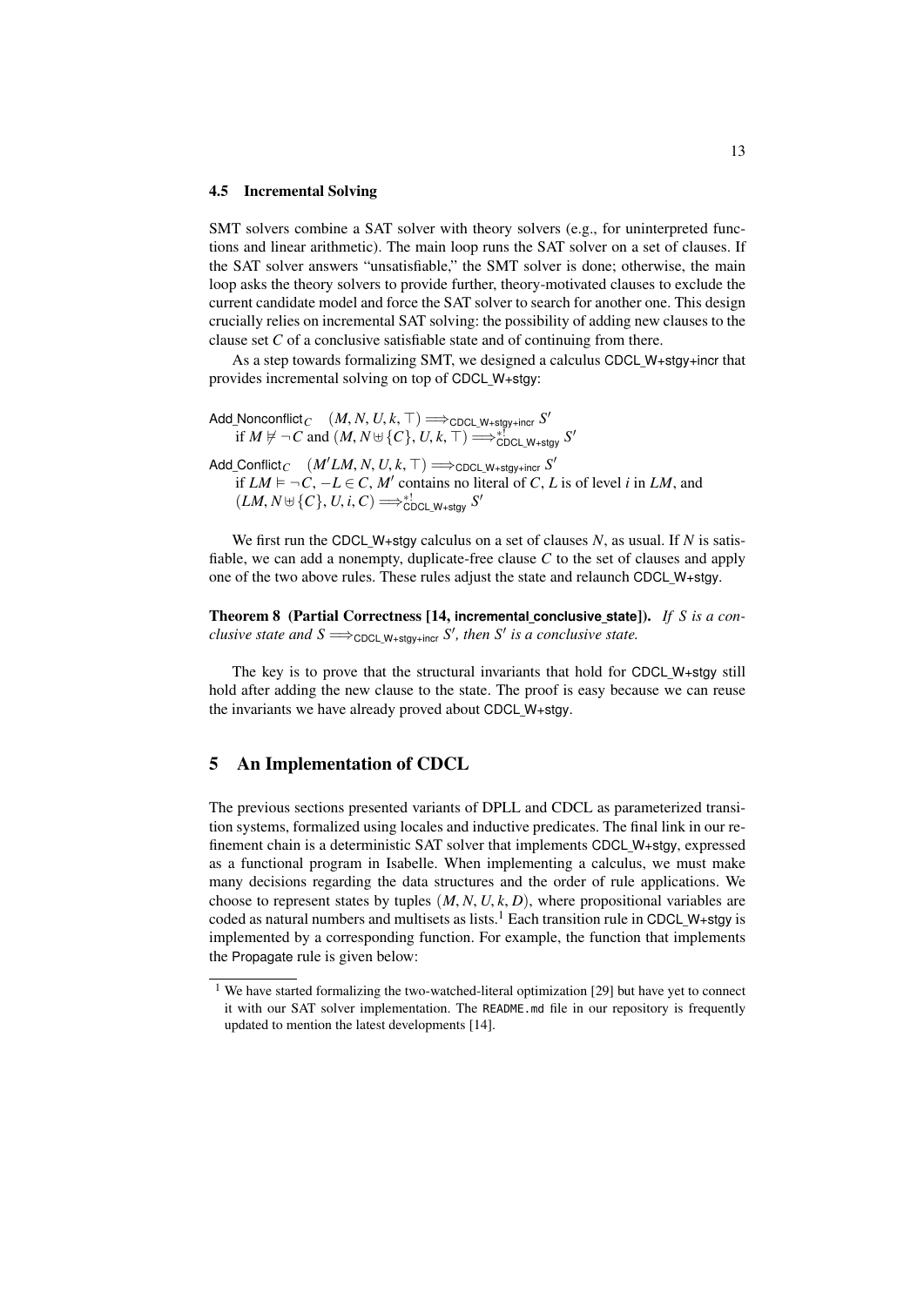### 4.5 Incremental Solving

SMT solvers combine a SAT solver with theory solvers (e.g., for uninterpreted functions and linear arithmetic). The main loop runs the SAT solver on a set of clauses. If the SAT solver answers "unsatisfiable," the SMT solver is done; otherwise, the main loop asks the theory solvers to provide further, theory-motivated clauses to exclude the current candidate model and force the SAT solver to search for another one. This design crucially relies on incremental SAT solving: the possibility of adding new clauses to the clause set $C$ of a conclusive satisfiable state and of continuing from there.

As a step towards formalizing SMT, we designed a calculus CDCL_W+stgy+incr that provides incremental solving on top of CDCL_W+stgy:

Add_Nonconflict$_C$ $\quad (M, N, U, k, \top) \Longrightarrow_{\mathsf{CDCL\_W+stgy+incr}} S'$
 if $M \not\models \neg C$ and $(M, N \uplus \{C\}, U, k, \top) \Longrightarrow^{*!}_{\mathsf{CDCL\_W+stgy}} S'$

Add_Conflict$_C$ $\quad (M'LM, N, U, k, \top) \Longrightarrow_{\mathsf{CDCL\_W+stgy+incr}} S'$
 if $LM \models \neg C$, $-L \in C$, $M'$ contains no literal of $C$, $L$ is of level $i$ in $LM$, and $(LM, N \uplus \{C\}, U, i, C) \Longrightarrow^{*!}_{\mathsf{CDCL\_W+stgy}} S'$

We first run the CDCL_W+stgy calculus on a set of clauses $N$, as usual. If $N$ is satisfiable, we can add a nonempty, duplicate-free clause $C$ to the set of clauses and apply one of the two above rules. These rules adjust the state and relaunch CDCL_W+stgy.

**Theorem 8 (Partial Correctness [14, incremental_conclusive_state]).** *If $S$ is a conclusive state and $S \Longrightarrow_{\mathsf{CDCL\_W+stgy+incr}} S'$, then $S'$ is a conclusive state.*

The key is to prove that the structural invariants that hold for CDCL_W+stgy still hold after adding the new clause to the state. The proof is easy because we can reuse the invariants we have already proved about CDCL_W+stgy.

## 5 An Implementation of CDCL

The previous sections presented variants of DPLL and CDCL as parameterized transition systems, formalized using locales and inductive predicates. The final link in our refinement chain is a deterministic SAT solver that implements CDCL_W+stgy, expressed as a functional program in Isabelle. When implementing a calculus, we must make many decisions regarding the data structures and the order of rule applications. We choose to represent states by tuples $(M, N, U, k, D)$, where propositional variables are coded as natural numbers and multisets as lists.[1] Each transition rule in CDCL_W+stgy is implemented by a corresponding function. For example, the function that implements the Propagate rule is given below:

[1] We have started formalizing the two-watched-literal optimization [29] but have yet to connect it with our SAT solver implementation. The README.md file in our repository is frequently updated to mention the latest developments [14].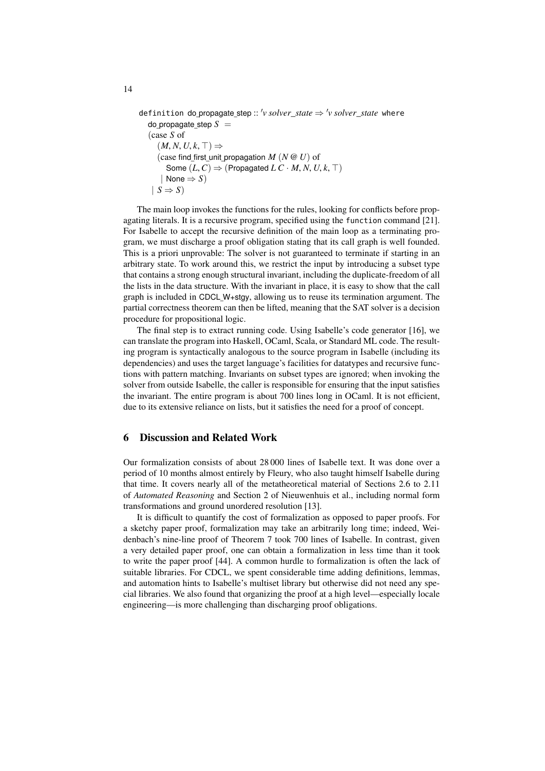```
definition do_propagate_step :: 'v solver_state ⇒ 'v solver_state where
  do_propagate_step S =
  (case S of
    (M, N, U, k, ⊤) ⇒
    (case find_first_unit_propagation M (N @ U) of
      Some (L, C) ⇒ (Propagated L C · M, N, U, k, ⊤)
    | None ⇒ S)
  | S ⇒ S)
```

The main loop invokes the functions for the rules, looking for conflicts before propagating literals. It is a recursive program, specified using the `function` command [21]. For Isabelle to accept the recursive definition of the main loop as a terminating program, we must discharge a proof obligation stating that its call graph is well founded. This is a priori unprovable: The solver is not guaranteed to terminate if starting in an arbitrary state. To work around this, we restrict the input by introducing a subset type that contains a strong enough structural invariant, including the duplicate-freedom of all the lists in the data structure. With the invariant in place, it is easy to show that the call graph is included in CDCL_W+stgy, allowing us to reuse its termination argument. The partial correctness theorem can then be lifted, meaning that the SAT solver is a decision procedure for propositional logic.

The final step is to extract running code. Using Isabelle's code generator [16], we can translate the program into Haskell, OCaml, Scala, or Standard ML code. The resulting program is syntactically analogous to the source program in Isabelle (including its dependencies) and uses the target language's facilities for datatypes and recursive functions with pattern matching. Invariants on subset types are ignored; when invoking the solver from outside Isabelle, the caller is responsible for ensuring that the input satisfies the invariant. The entire program is about 700 lines long in OCaml. It is not efficient, due to its extensive reliance on lists, but it satisfies the need for a proof of concept.

## 6 Discussion and Related Work

Our formalization consists of about 28 000 lines of Isabelle text. It was done over a period of 10 months almost entirely by Fleury, who also taught himself Isabelle during that time. It covers nearly all of the metatheoretical material of Sections 2.6 to 2.11 of *Automated Reasoning* and Section 2 of Nieuwenhuis et al., including normal form transformations and ground unordered resolution [13].

It is difficult to quantify the cost of formalization as opposed to paper proofs. For a sketchy paper proof, formalization may take an arbitrarily long time; indeed, Weidenbach's nine-line proof of Theorem 7 took 700 lines of Isabelle. In contrast, given a very detailed paper proof, one can obtain a formalization in less time than it took to write the paper proof [44]. A common hurdle to formalization is often the lack of suitable libraries. For CDCL, we spent considerable time adding definitions, lemmas, and automation hints to Isabelle's multiset library but otherwise did not need any special libraries. We also found that organizing the proof at a high level—especially locale engineering—is more challenging than discharging proof obligations.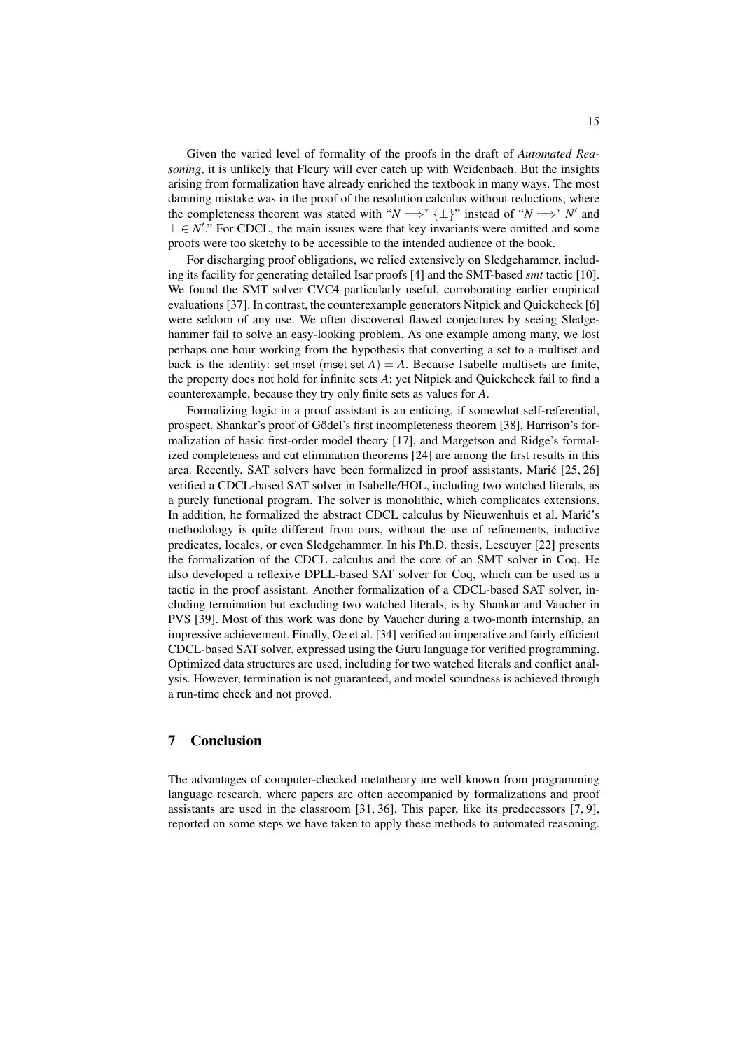Given the varied level of formality of the proofs in the draft of *Automated Reasoning*, it is unlikely that Fleury will ever catch up with Weidenbach. But the insights arising from formalization have already enriched the textbook in many ways. The most damning mistake was in the proof of the resolution calculus without reductions, where the completeness theorem was stated with "$N \Longrightarrow^* \{\bot\}$" instead of "$N \Longrightarrow^* N'$ and $\bot \in N'$." For CDCL, the main issues were that key invariants were omitted and some proofs were too sketchy to be accessible to the intended audience of the book.

For discharging proof obligations, we relied extensively on Sledgehammer, including its facility for generating detailed Isar proofs [4] and the SMT-based *smt* tactic [10]. We found the SMT solver CVC4 particularly useful, corroborating earlier empirical evaluations [37]. In contrast, the counterexample generators Nitpick and Quickcheck [6] were seldom of any use. We often discovered flawed conjectures by seeing Sledgehammer fail to solve an easy-looking problem. As one example among many, we lost perhaps one hour working from the hypothesis that converting a set to a multiset and back is the identity: set_mset (mset_set $A$) $= A$. Because Isabelle multisets are finite, the property does not hold for infinite sets $A$; yet Nitpick and Quickcheck fail to find a counterexample, because they try only finite sets as values for $A$.

Formalizing logic in a proof assistant is an enticing, if somewhat self-referential, prospect. Shankar's proof of Gödel's first incompleteness theorem [38], Harrison's formalization of basic first-order model theory [17], and Margetson and Ridge's formalized completeness and cut elimination theorems [24] are among the first results in this area. Recently, SAT solvers have been formalized in proof assistants. Marić [25, 26] verified a CDCL-based SAT solver in Isabelle/HOL, including two watched literals, as a purely functional program. The solver is monolithic, which complicates extensions. In addition, he formalized the abstract CDCL calculus by Nieuwenhuis et al. Marić's methodology is quite different from ours, without the use of refinements, inductive predicates, locales, or even Sledgehammer. In his Ph.D. thesis, Lescuyer [22] presents the formalization of the CDCL calculus and the core of an SMT solver in Coq. He also developed a reflexive DPLL-based SAT solver for Coq, which can be used as a tactic in the proof assistant. Another formalization of a CDCL-based SAT solver, including termination but excluding two watched literals, is by Shankar and Vaucher in PVS [39]. Most of this work was done by Vaucher during a two-month internship, an impressive achievement. Finally, Oe et al. [34] verified an imperative and fairly efficient CDCL-based SAT solver, expressed using the Guru language for verified programming. Optimized data structures are used, including for two watched literals and conflict analysis. However, termination is not guaranteed, and model soundness is achieved through a run-time check and not proved.

## 7 Conclusion

The advantages of computer-checked metatheory are well known from programming language research, where papers are often accompanied by formalizations and proof assistants are used in the classroom [31, 36]. This paper, like its predecessors [7, 9], reported on some steps we have taken to apply these methods to automated reasoning.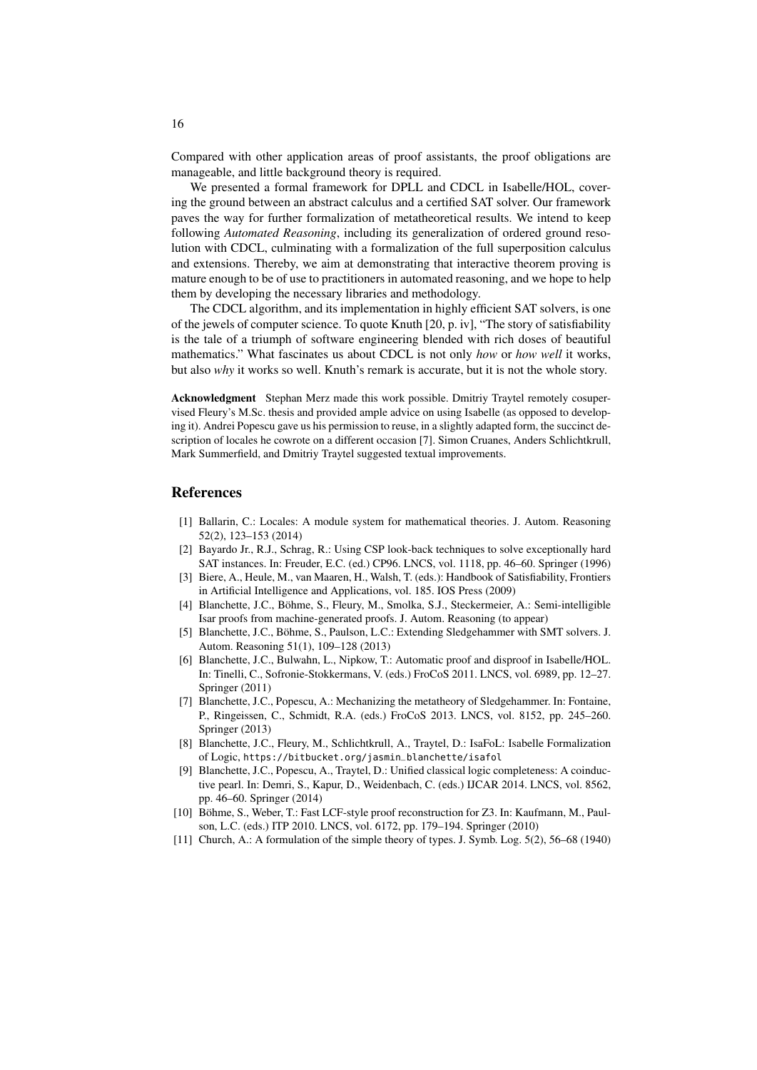Compared with other application areas of proof assistants, the proof obligations are manageable, and little background theory is required.

We presented a formal framework for DPLL and CDCL in Isabelle/HOL, covering the ground between an abstract calculus and a certified SAT solver. Our framework paves the way for further formalization of metatheoretical results. We intend to keep following *Automated Reasoning*, including its generalization of ordered ground resolution with CDCL, culminating with a formalization of the full superposition calculus and extensions. Thereby, we aim at demonstrating that interactive theorem proving is mature enough to be of use to practitioners in automated reasoning, and we hope to help them by developing the necessary libraries and methodology.

The CDCL algorithm, and its implementation in highly efficient SAT solvers, is one of the jewels of computer science. To quote Knuth [20, p. iv], "The story of satisfiability is the tale of a triumph of software engineering blended with rich doses of beautiful mathematics." What fascinates us about CDCL is not only *how* or *how well* it works, but also *why* it works so well. Knuth's remark is accurate, but it is not the whole story.

**Acknowledgment** Stephan Merz made this work possible. Dmitriy Traytel remotely cosupervised Fleury's M.Sc. thesis and provided ample advice on using Isabelle (as opposed to developing it). Andrei Popescu gave us his permission to reuse, in a slightly adapted form, the succinct description of locales he cowrote on a different occasion [7]. Simon Cruanes, Anders Schlichtkrull, Mark Summerfield, and Dmitriy Traytel suggested textual improvements.

## References

[1] Ballarin, C.: Locales: A module system for mathematical theories. J. Autom. Reasoning 52(2), 123–153 (2014)

[2] Bayardo Jr., R.J., Schrag, R.: Using CSP look-back techniques to solve exceptionally hard SAT instances. In: Freuder, E.C. (ed.) CP96. LNCS, vol. 1118, pp. 46–60. Springer (1996)

[3] Biere, A., Heule, M., van Maaren, H., Walsh, T. (eds.): Handbook of Satisfiability, Frontiers in Artificial Intelligence and Applications, vol. 185. IOS Press (2009)

[4] Blanchette, J.C., Böhme, S., Fleury, M., Smolka, S.J., Steckermeier, A.: Semi-intelligible Isar proofs from machine-generated proofs. J. Autom. Reasoning (to appear)

[5] Blanchette, J.C., Böhme, S., Paulson, L.C.: Extending Sledgehammer with SMT solvers. J. Autom. Reasoning 51(1), 109–128 (2013)

[6] Blanchette, J.C., Bulwahn, L., Nipkow, T.: Automatic proof and disproof in Isabelle/HOL. In: Tinelli, C., Sofronie-Stokkermans, V. (eds.) FroCoS 2011. LNCS, vol. 6989, pp. 12–27. Springer (2011)

[7] Blanchette, J.C., Popescu, A.: Mechanizing the metatheory of Sledgehammer. In: Fontaine, P., Ringeissen, C., Schmidt, R.A. (eds.) FroCoS 2013. LNCS, vol. 8152, pp. 245–260. Springer (2013)

[8] Blanchette, J.C., Fleury, M., Schlichtkrull, A., Traytel, D.: IsaFoL: Isabelle Formalization of Logic, `https://bitbucket.org/jasmin_blanchette/isafol`

[9] Blanchette, J.C., Popescu, A., Traytel, D.: Unified classical logic completeness: A coinductive pearl. In: Demri, S., Kapur, D., Weidenbach, C. (eds.) IJCAR 2014. LNCS, vol. 8562, pp. 46–60. Springer (2014)

[10] Böhme, S., Weber, T.: Fast LCF-style proof reconstruction for Z3. In: Kaufmann, M., Paulson, L.C. (eds.) ITP 2010. LNCS, vol. 6172, pp. 179–194. Springer (2010)

[11] Church, A.: A formulation of the simple theory of types. J. Symb. Log. 5(2), 56–68 (1940)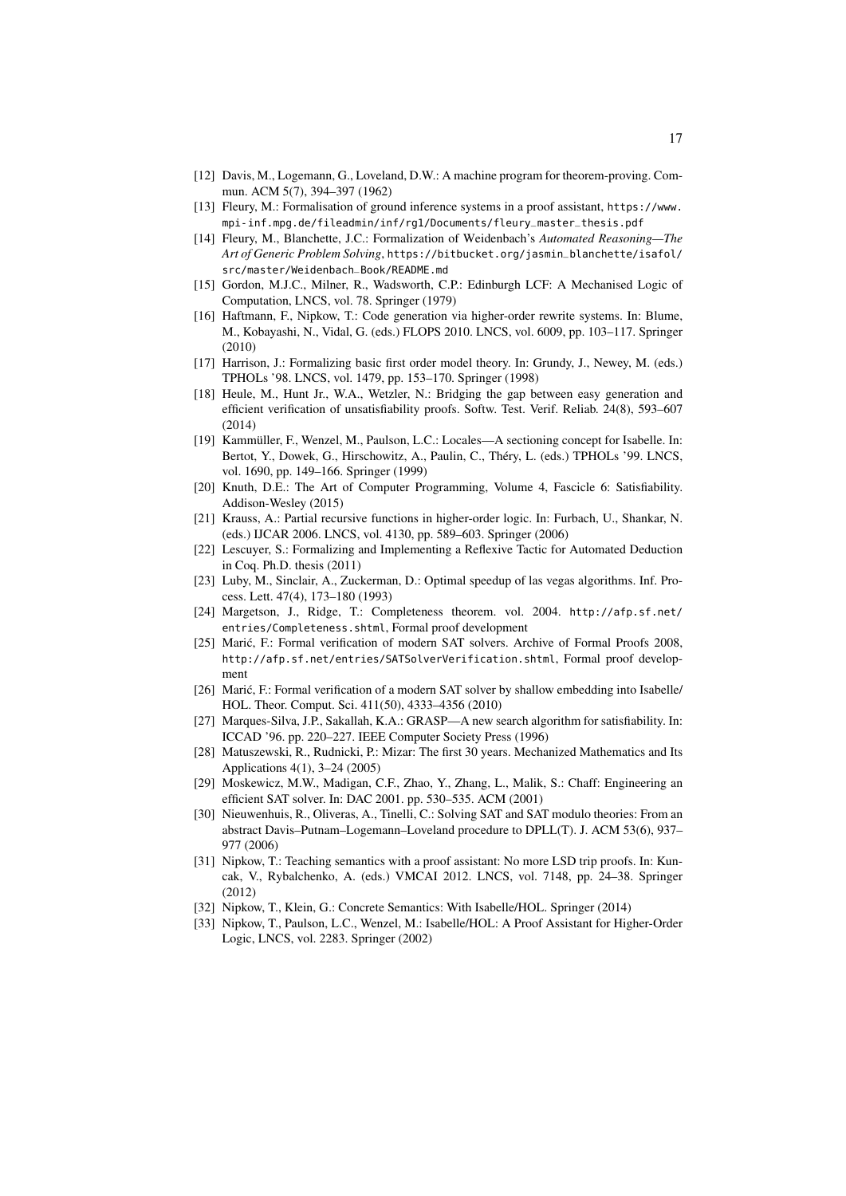[12] Davis, M., Logemann, G., Loveland, D.W.: A machine program for theorem-proving. Commun. ACM 5(7), 394–397 (1962)

[13] Fleury, M.: Formalisation of ground inference systems in a proof assistant, https://www.mpi-inf.mpg.de/fileadmin/inf/rg1/Documents/fleury_master_thesis.pdf

[14] Fleury, M., Blanchette, J.C.: Formalization of Weidenbach's *Automated Reasoning—The Art of Generic Problem Solving*, https://bitbucket.org/jasmin_blanchette/isafol/src/master/Weidenbach_Book/README.md

[15] Gordon, M.J.C., Milner, R., Wadsworth, C.P.: Edinburgh LCF: A Mechanised Logic of Computation, LNCS, vol. 78. Springer (1979)

[16] Haftmann, F., Nipkow, T.: Code generation via higher-order rewrite systems. In: Blume, M., Kobayashi, N., Vidal, G. (eds.) FLOPS 2010. LNCS, vol. 6009, pp. 103–117. Springer (2010)

[17] Harrison, J.: Formalizing basic first order model theory. In: Grundy, J., Newey, M. (eds.) TPHOLs '98. LNCS, vol. 1479, pp. 153–170. Springer (1998)

[18] Heule, M., Hunt Jr., W.A., Wetzler, N.: Bridging the gap between easy generation and efficient verification of unsatisfiability proofs. Softw. Test. Verif. Reliab. 24(8), 593–607 (2014)

[19] Kammüller, F., Wenzel, M., Paulson, L.C.: Locales—A sectioning concept for Isabelle. In: Bertot, Y., Dowek, G., Hirschowitz, A., Paulin, C., Théry, L. (eds.) TPHOLs '99. LNCS, vol. 1690, pp. 149–166. Springer (1999)

[20] Knuth, D.E.: The Art of Computer Programming, Volume 4, Fascicle 6: Satisfiability. Addison-Wesley (2015)

[21] Krauss, A.: Partial recursive functions in higher-order logic. In: Furbach, U., Shankar, N. (eds.) IJCAR 2006. LNCS, vol. 4130, pp. 589–603. Springer (2006)

[22] Lescuyer, S.: Formalizing and Implementing a Reflexive Tactic for Automated Deduction in Coq. Ph.D. thesis (2011)

[23] Luby, M., Sinclair, A., Zuckerman, D.: Optimal speedup of las vegas algorithms. Inf. Process. Lett. 47(4), 173–180 (1993)

[24] Margetson, J., Ridge, T.: Completeness theorem. vol. 2004. http://afp.sf.net/entries/Completeness.shtml, Formal proof development

[25] Marić, F.: Formal verification of modern SAT solvers. Archive of Formal Proofs 2008, http://afp.sf.net/entries/SATSolverVerification.shtml, Formal proof development

[26] Marić, F.: Formal verification of a modern SAT solver by shallow embedding into Isabelle/HOL. Theor. Comput. Sci. 411(50), 4333–4356 (2010)

[27] Marques-Silva, J.P., Sakallah, K.A.: GRASP—A new search algorithm for satisfiability. In: ICCAD '96. pp. 220–227. IEEE Computer Society Press (1996)

[28] Matuszewski, R., Rudnicki, P.: Mizar: The first 30 years. Mechanized Mathematics and Its Applications 4(1), 3–24 (2005)

[29] Moskewicz, M.W., Madigan, C.F., Zhao, Y., Zhang, L., Malik, S.: Chaff: Engineering an efficient SAT solver. In: DAC 2001. pp. 530–535. ACM (2001)

[30] Nieuwenhuis, R., Oliveras, A., Tinelli, C.: Solving SAT and SAT modulo theories: From an abstract Davis–Putnam–Logemann–Loveland procedure to DPLL(T). J. ACM 53(6), 937–977 (2006)

[31] Nipkow, T.: Teaching semantics with a proof assistant: No more LSD trip proofs. In: Kuncak, V., Rybalchenko, A. (eds.) VMCAI 2012. LNCS, vol. 7148, pp. 24–38. Springer (2012)

[32] Nipkow, T., Klein, G.: Concrete Semantics: With Isabelle/HOL. Springer (2014)

[33] Nipkow, T., Paulson, L.C., Wenzel, M.: Isabelle/HOL: A Proof Assistant for Higher-Order Logic, LNCS, vol. 2283. Springer (2002)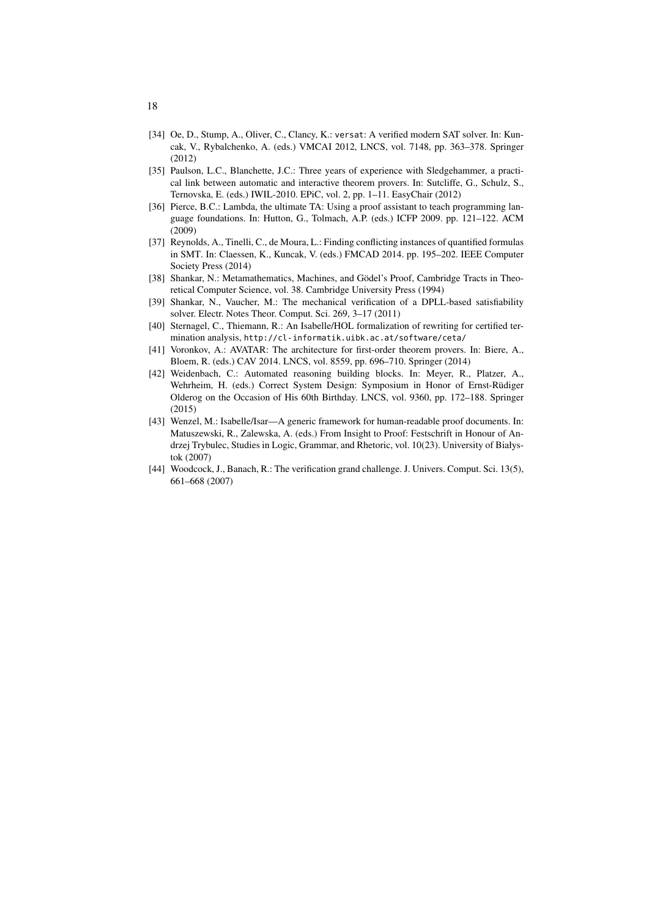[34] Oe, D., Stump, A., Oliver, C., Clancy, K.: `versat`: A verified modern SAT solver. In: Kuncak, V., Rybalchenko, A. (eds.) VMCAI 2012, LNCS, vol. 7148, pp. 363–378. Springer (2012)

[35] Paulson, L.C., Blanchette, J.C.: Three years of experience with Sledgehammer, a practical link between automatic and interactive theorem provers. In: Sutcliffe, G., Schulz, S., Ternovska, E. (eds.) IWIL-2010. EPiC, vol. 2, pp. 1–11. EasyChair (2012)

[36] Pierce, B.C.: Lambda, the ultimate TA: Using a proof assistant to teach programming language foundations. In: Hutton, G., Tolmach, A.P. (eds.) ICFP 2009. pp. 121–122. ACM (2009)

[37] Reynolds, A., Tinelli, C., de Moura, L.: Finding conflicting instances of quantified formulas in SMT. In: Claessen, K., Kuncak, V. (eds.) FMCAD 2014. pp. 195–202. IEEE Computer Society Press (2014)

[38] Shankar, N.: Metamathematics, Machines, and Gödel's Proof, Cambridge Tracts in Theoretical Computer Science, vol. 38. Cambridge University Press (1994)

[39] Shankar, N., Vaucher, M.: The mechanical verification of a DPLL-based satisfiability solver. Electr. Notes Theor. Comput. Sci. 269, 3–17 (2011)

[40] Sternagel, C., Thiemann, R.: An Isabelle/HOL formalization of rewriting for certified termination analysis, `http://cl-informatik.uibk.ac.at/software/ceta/`

[41] Voronkov, A.: AVATAR: The architecture for first-order theorem provers. In: Biere, A., Bloem, R. (eds.) CAV 2014. LNCS, vol. 8559, pp. 696–710. Springer (2014)

[42] Weidenbach, C.: Automated reasoning building blocks. In: Meyer, R., Platzer, A., Wehrheim, H. (eds.) Correct System Design: Symposium in Honor of Ernst-Rüdiger Olderog on the Occasion of His 60th Birthday. LNCS, vol. 9360, pp. 172–188. Springer (2015)

[43] Wenzel, M.: Isabelle/Isar—A generic framework for human-readable proof documents. In: Matuszewski, R., Zalewska, A. (eds.) From Insight to Proof: Festschrift in Honour of Andrzej Trybulec, Studies in Logic, Grammar, and Rhetoric, vol. 10(23). University of Białystok (2007)

[44] Woodcock, J., Banach, R.: The verification grand challenge. J. Univers. Comput. Sci. 13(5), 661–668 (2007)